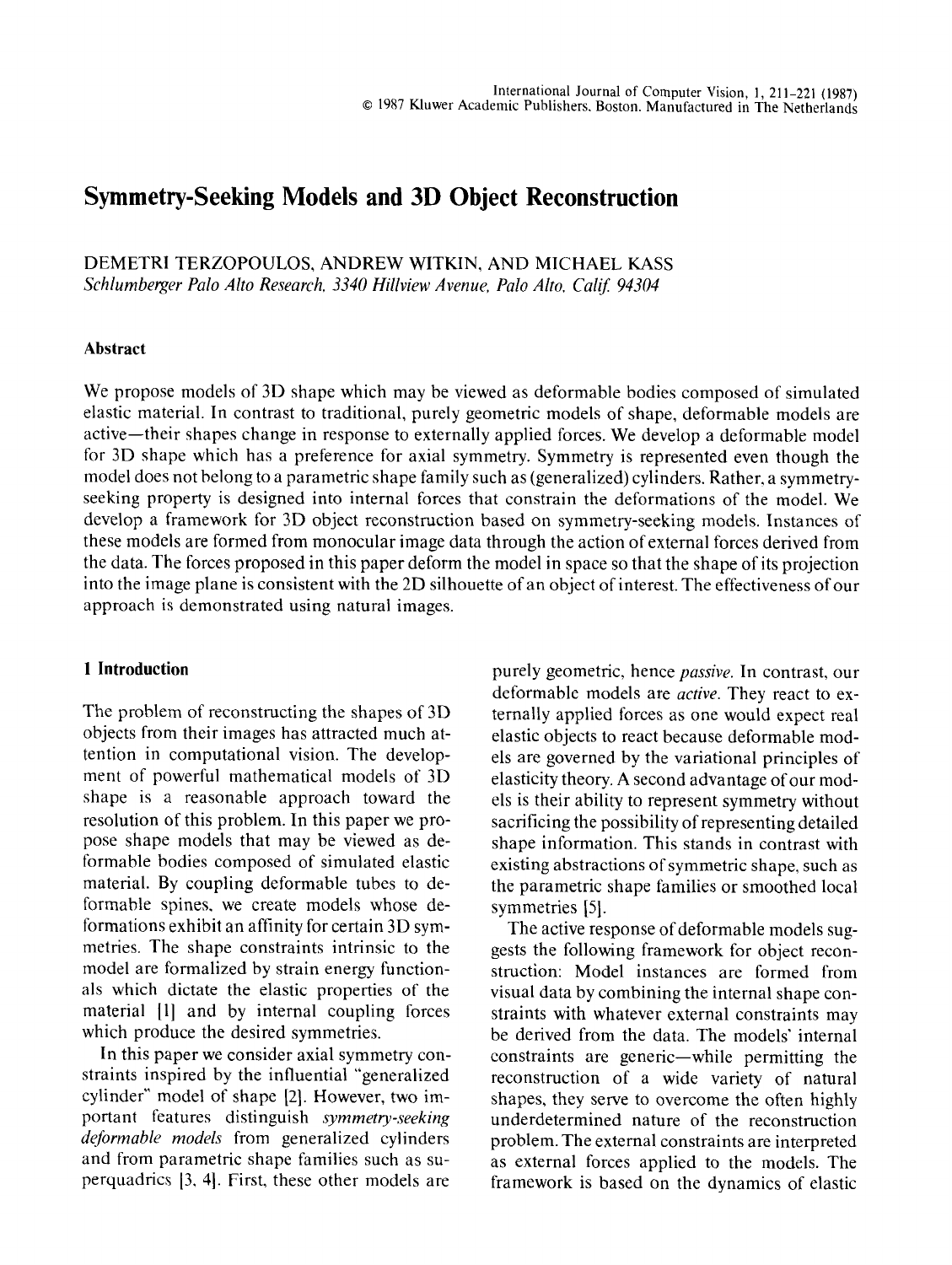# Symmetry-Seeking Models and 3D Object Reconstruction

DEMETRI TERZOPOULOS, ANDREW WITKIN, AND MICHAEL KASS
*Schlumberger Palo Alto Research, 3340 Hillview Avenue, Palo Alto, Calif. 94304*

## Abstract

We propose models of 3D shape which may be viewed as deformable bodies composed of simulated elastic material. In contrast to traditional, purely geometric models of shape, deformable models are active—their shapes change in response to externally applied forces. We develop a deformable model for 3D shape which has a preference for axial symmetry. Symmetry is represented even though the model does not belong to a parametric shape family such as (generalized) cylinders. Rather, a symmetry-seeking property is designed into internal forces that constrain the deformations of the model. We develop a framework for 3D object reconstruction based on symmetry-seeking models. Instances of these models are formed from monocular image data through the action of external forces derived from the data. The forces proposed in this paper deform the model in space so that the shape of its projection into the image plane is consistent with the 2D silhouette of an object of interest. The effectiveness of our approach is demonstrated using natural images.

## 1 Introduction

The problem of reconstructing the shapes of 3D objects from their images has attracted much attention in computational vision. The development of powerful mathematical models of 3D shape is a reasonable approach toward the resolution of this problem. In this paper we propose shape models that may be viewed as deformable bodies composed of simulated elastic material. By coupling deformable tubes to deformable spines, we create models whose deformations exhibit an affinity for certain 3D symmetries. The shape constraints intrinsic to the model are formalized by strain energy functionals which dictate the elastic properties of the material [1] and by internal coupling forces which produce the desired symmetries.

In this paper we consider axial symmetry constraints inspired by the influential "generalized cylinder" model of shape [2]. However, two important features distinguish *symmetry-seeking deformable models* from generalized cylinders and from parametric shape families such as superquadrics [3, 4]. First, these other models are purely geometric, hence *passive*. In contrast, our deformable models are *active*. They react to externally applied forces as one would expect real elastic objects to react because deformable models are governed by the variational principles of elasticity theory. A second advantage of our models is their ability to represent symmetry without sacrificing the possibility of representing detailed shape information. This stands in contrast with existing abstractions of symmetric shape, such as the parametric shape families or smoothed local symmetries [5].

The active response of deformable models suggests the following framework for object reconstruction: Model instances are formed from visual data by combining the internal shape constraints with whatever external constraints may be derived from the data. The models' internal constraints are generic—while permitting the reconstruction of a wide variety of natural shapes, they serve to overcome the often highly underdetermined nature of the reconstruction problem. The external constraints are interpreted as external forces applied to the models. The framework is based on the dynamics of elastic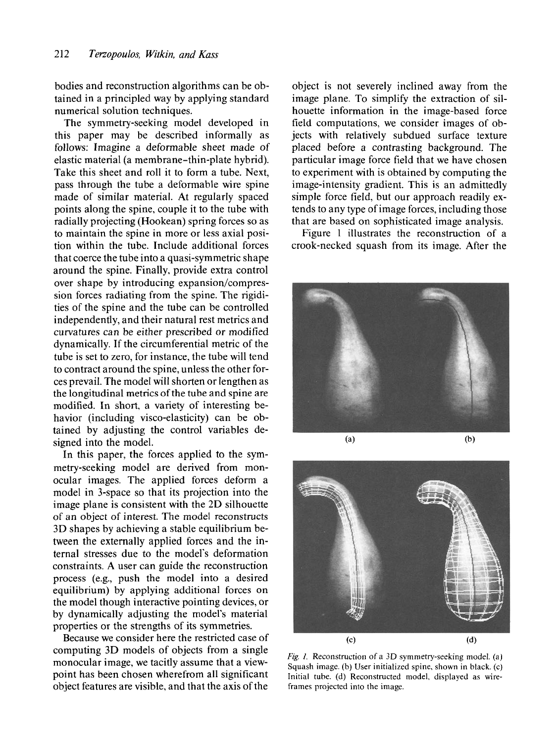bodies and reconstruction algorithms can be obtained in a principled way by applying standard numerical solution techniques.

The symmetry-seeking model developed in this paper may be described informally as follows: Imagine a deformable sheet made of elastic material (a membrane–thin-plate hybrid). Take this sheet and roll it to form a tube. Next, pass through the tube a deformable wire spine made of similar material. At regularly spaced points along the spine, couple it to the tube with radially projecting (Hookean) spring forces so as to maintain the spine in more or less axial position within the tube. Include additional forces that coerce the tube into a quasi-symmetric shape around the spine. Finally, provide extra control over shape by introducing expansion/compression forces radiating from the spine. The rigidities of the spine and the tube can be controlled independently, and their natural rest metrics and curvatures can be either prescribed or modified dynamically. If the circumferential metric of the tube is set to zero, for instance, the tube will tend to contract around the spine, unless the other forces prevail. The model will shorten or lengthen as the longitudinal metrics of the tube and spine are modified. In short, a variety of interesting behavior (including visco-elasticity) can be obtained by adjusting the control variables designed into the model.

In this paper, the forces applied to the symmetry-seeking model are derived from monocular images. The applied forces deform a model in 3-space so that its projection into the image plane is consistent with the 2D silhouette of an object of interest. The model reconstructs 3D shapes by achieving a stable equilibrium between the externally applied forces and the internal stresses due to the model's deformation constraints. A user can guide the reconstruction process (e.g., push the model into a desired equilibrium) by applying additional forces on the model though interactive pointing devices, or by dynamically adjusting the model's material properties or the strengths of its symmetries.

Because we consider here the restricted case of computing 3D models of objects from a single monocular image, we tacitly assume that a viewpoint has been chosen wherefrom all significant object features are visible, and that the axis of the object is not severely inclined away from the image plane. To simplify the extraction of silhouette information in the image-based force field computations, we consider images of objects with relatively subdued surface texture placed before a contrasting background. The particular image force field that we have chosen to experiment with is obtained by computing the image-intensity gradient. This is an admittedly simple force field, but our approach readily extends to any type of image forces, including those that are based on sophisticated image analysis.

Figure 1 illustrates the reconstruction of a crook-necked squash from its image. After the

*Fig. 1.* Reconstruction of a 3D symmetry-seeking model. (a) Squash image. (b) User initialized spine, shown in black. (c) Initial tube. (d) Reconstructed model, displayed as wireframes projected into the image.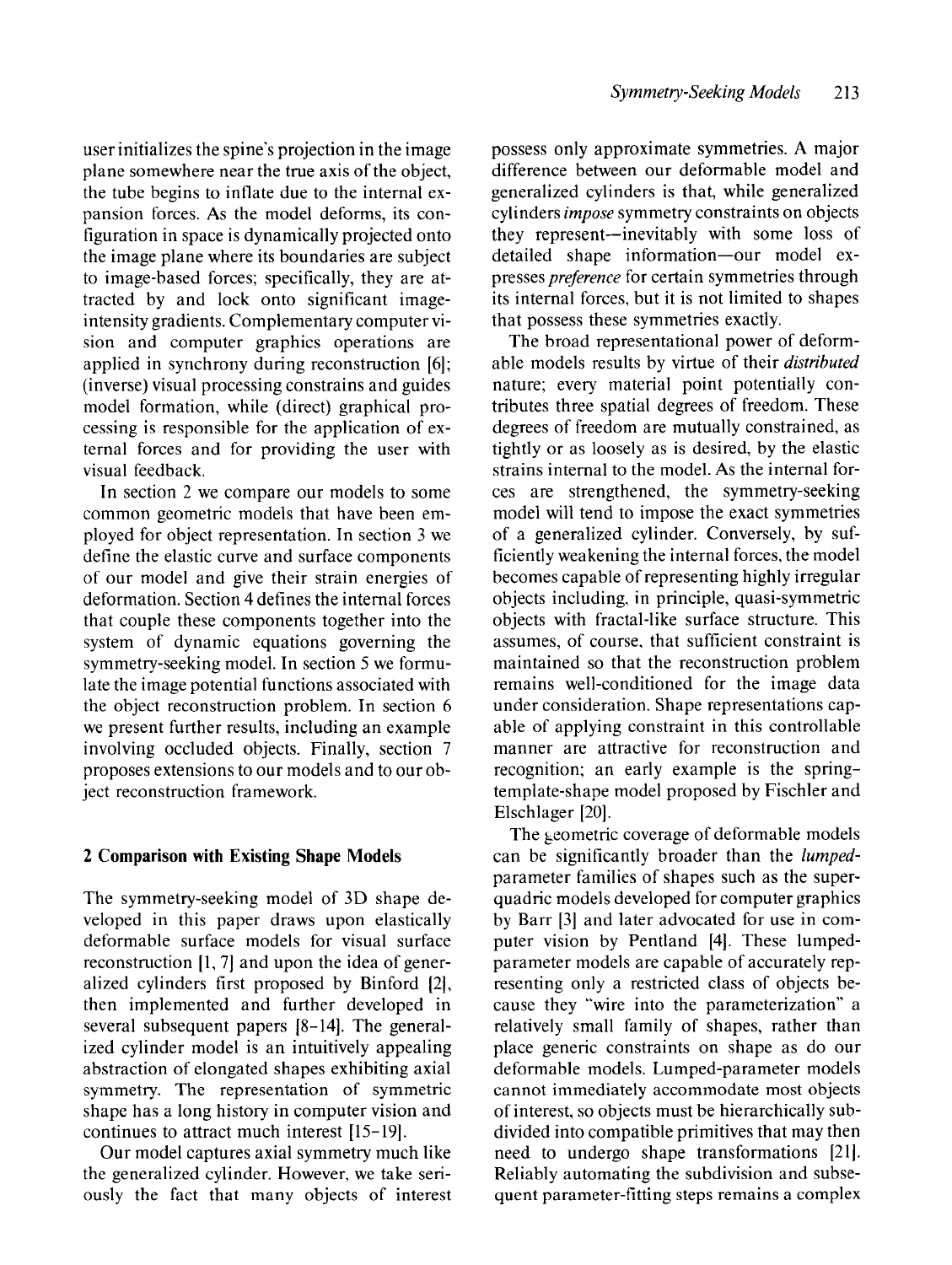user initializes the spine's projection in the image plane somewhere near the true axis of the object, the tube begins to inflate due to the internal expansion forces. As the model deforms, its configuration in space is dynamically projected onto the image plane where its boundaries are subject to image-based forces; specifically, they are attracted by and lock onto significant image-intensity gradients. Complementary computer vision and computer graphics operations are applied in synchrony during reconstruction [6]; (inverse) visual processing constrains and guides model formation, while (direct) graphical processing is responsible for the application of external forces and for providing the user with visual feedback.

In section 2 we compare our models to some common geometric models that have been employed for object representation. In section 3 we define the elastic curve and surface components of our model and give their strain energies of deformation. Section 4 defines the internal forces that couple these components together into the system of dynamic equations governing the symmetry-seeking model. In section 5 we formulate the image potential functions associated with the object reconstruction problem. In section 6 we present further results, including an example involving occluded objects. Finally, section 7 proposes extensions to our models and to our object reconstruction framework.

## 2 Comparison with Existing Shape Models

The symmetry-seeking model of 3D shape developed in this paper draws upon elastically deformable surface models for visual surface reconstruction [1, 7] and upon the idea of generalized cylinders first proposed by Binford [2], then implemented and further developed in several subsequent papers [8–14]. The generalized cylinder model is an intuitively appealing abstraction of elongated shapes exhibiting axial symmetry. The representation of symmetric shape has a long history in computer vision and continues to attract much interest [15–19].

Our model captures axial symmetry much like the generalized cylinder. However, we take seriously the fact that many objects of interest possess only approximate symmetries. A major difference between our deformable model and generalized cylinders is that, while generalized cylinders *impose* symmetry constraints on objects they represent—inevitably with some loss of detailed shape information—our model expresses *preference* for certain symmetries through its internal forces, but it is not limited to shapes that possess these symmetries exactly.

The broad representational power of deformable models results by virtue of their *distributed* nature; every material point potentially contributes three spatial degrees of freedom. These degrees of freedom are mutually constrained, as tightly or as loosely as is desired, by the elastic strains internal to the model. As the internal forces are strengthened, the symmetry-seeking model will tend to impose the exact symmetries of a generalized cylinder. Conversely, by sufficiently weakening the internal forces, the model becomes capable of representing highly irregular objects including, in principle, quasi-symmetric objects with fractal-like surface structure. This assumes, of course, that sufficient constraint is maintained so that the reconstruction problem remains well-conditioned for the image data under consideration. Shape representations capable of applying constraint in this controllable manner are attractive for reconstruction and recognition; an early example is the spring-template-shape model proposed by Fischler and Elschlager [20].

The geometric coverage of deformable models can be significantly broader than the *lumped-parameter* families of shapes such as the superquadric models developed for computer graphics by Barr [3] and later advocated for use in computer vision by Pentland [4]. These lumped-parameter models are capable of accurately representing only a restricted class of objects because they "wire into the parameterization" a relatively small family of shapes, rather than place generic constraints on shape as do our deformable models. Lumped-parameter models cannot immediately accommodate most objects of interest, so objects must be hierarchically subdivided into compatible primitives that may then need to undergo shape transformations [21]. Reliably automating the subdivision and subsequent parameter-fitting steps remains a complex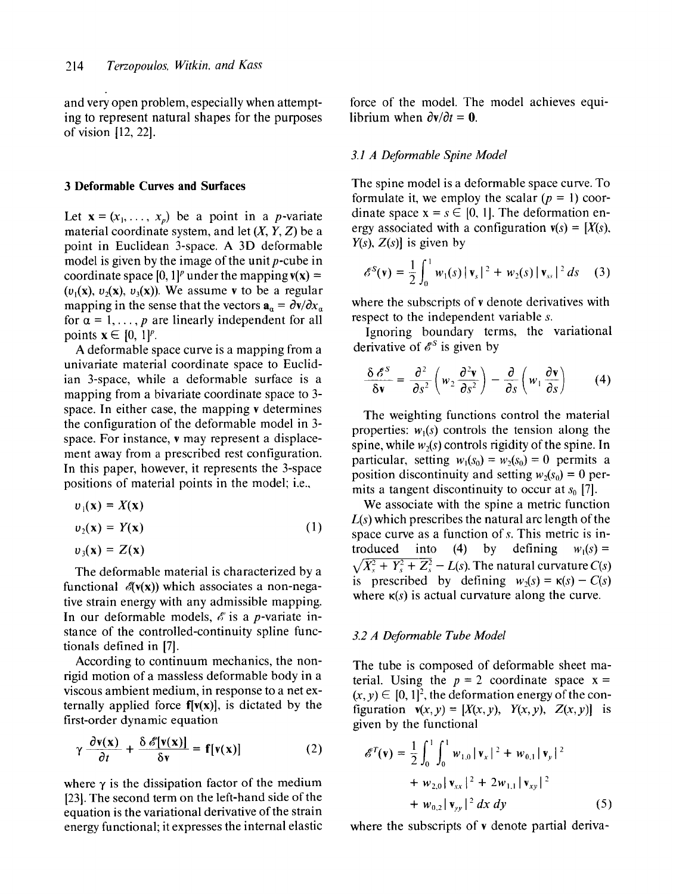and very open problem, especially when attempting to represent natural shapes for the purposes of vision [12, 22].

## 3 Deformable Curves and Surfaces

Let $\mathbf{x} = (x_1, \ldots, x_p)$ be a point in a $p$-variate material coordinate system, and let $(X, Y, Z)$ be a point in Euclidean 3-space. A 3D deformable model is given by the image of the unit $p$-cube in coordinate space $[0, 1]^p$ under the mapping $\mathbf{v}(\mathbf{x}) = (v_1(\mathbf{x}), v_2(\mathbf{x}), v_3(\mathbf{x}))$. We assume $\mathbf{v}$ to be a regular mapping in the sense that the vectors $\mathbf{a}_\alpha = \partial \mathbf{v}/\partial x_\alpha$ for $\alpha = 1, \ldots, p$ are linearly independent for all points $\mathbf{x} \in [0, 1]^p$.

A deformable space curve is a mapping from a univariate material coordinate space to Euclidian 3-space, while a deformable surface is a mapping from a bivariate coordinate space to 3-space. In either case, the mapping $\mathbf{v}$ determines the configuration of the deformable model in 3-space. For instance, $\mathbf{v}$ may represent a displacement away from a prescribed rest configuration. In this paper, however, it represents the 3-space positions of material points in the model; i.e.,

$$
\begin{aligned}
v_1(\mathbf{x}) &= X(\mathbf{x}) \\
v_2(\mathbf{x}) &= Y(\mathbf{x}) \qquad (1) \\
v_3(\mathbf{x}) &= Z(\mathbf{x})
\end{aligned}
$$

The deformable material is characterized by a functional $\mathscr{E}(\mathbf{v}(\mathbf{x}))$ which associates a non-negative strain energy with any admissible mapping. In our deformable models, $\mathscr{E}$ is a $p$-variate instance of the controlled-continuity spline functionals defined in [7].

According to continuum mechanics, the nonrigid motion of a massless deformable body in a viscous ambient medium, in response to a net externally applied force $\mathbf{f}[\mathbf{v}(\mathbf{x})]$, is dictated by the first-order dynamic equation

$$
\gamma \frac{\partial \mathbf{v}(\mathbf{x})}{\partial t} + \frac{\delta \mathscr{E}[\mathbf{v}(\mathbf{x})]}{\delta \mathbf{v}} = \mathbf{f}[\mathbf{v}(\mathbf{x})] \qquad (2)
$$

where $\gamma$ is the dissipation factor of the medium [23]. The second term on the left-hand side of the equation is the variational derivative of the strain energy functional; it expresses the internal elastic force of the model. The model achieves equilibrium when $\partial \mathbf{v}/\partial t = \mathbf{0}$.

### 3.1 A Deformable Spine Model

The spine model is a deformable space curve. To formulate it, we employ the scalar ($p = 1$) coordinate space $x = s \in [0, 1]$. The deformation energy associated with a configuration $\mathbf{v}(s) = [X(s), Y(s), Z(s)]$ is given by

$$
\mathscr{E}^S(\mathbf{v}) = \frac{1}{2} \int_0^1 w_1(s) \, |\mathbf{v}_s|^2 + w_2(s) \, |\mathbf{v}_{ss}|^2 \, ds \qquad (3)
$$

where the subscripts of $\mathbf{v}$ denote derivatives with respect to the independent variable $s$.

Ignoring boundary terms, the variational derivative of $\mathscr{E}^S$ is given by

$$
\frac{\delta \mathscr{E}^S}{\delta \mathbf{v}} = \frac{\partial^2}{\partial s^2}\left(w_2 \frac{\partial^2 \mathbf{v}}{\partial s^2}\right) - \frac{\partial}{\partial s}\left(w_1 \frac{\partial \mathbf{v}}{\partial s}\right) \qquad (4)
$$

The weighting functions control the material properties: $w_1(s)$ controls the tension along the spine, while $w_2(s)$ controls rigidity of the spine. In particular, setting $w_1(s_0) = w_2(s_0) = 0$ permits a position discontinuity and setting $w_2(s_0) = 0$ permits a tangent discontinuity to occur at $s_0$ [7].

We associate with the spine a metric function $L(s)$ which prescribes the natural arc length of the space curve as a function of $s$. This metric is introduced into (4) by defining $w_1(s) = \sqrt{X_s^2 + Y_s^2 + Z_s^2} - L(s)$. The natural curvature $C(s)$ is prescribed by defining $w_2(s) = \kappa(s) - C(s)$ where $\kappa(s)$ is actual curvature along the curve.

### 3.2 A Deformable Tube Model

The tube is composed of deformable sheet material. Using the $p = 2$ coordinate space $\mathbf{x} = (x, y) \in [0, 1]^2$, the deformation energy of the configuration $\mathbf{v}(x, y) = [X(x, y), Y(x, y), Z(x, y)]$ is given by the functional

$$
\begin{aligned}
\mathscr{E}^T(\mathbf{v}) = \frac{1}{2} \int_0^1 \int_0^1 & w_{1,0} \, |\mathbf{v}_x|^2 + w_{0,1} \, |\mathbf{v}_y|^2 \\
& + w_{2,0} \, |\mathbf{v}_{xx}|^2 + 2 w_{1,1} \, |\mathbf{v}_{xy}|^2 \\
& + w_{0,2} \, |\mathbf{v}_{yy}|^2 \, dx \, dy \qquad (5)
\end{aligned}
$$

where the subscripts of $\mathbf{v}$ denote partial deriva-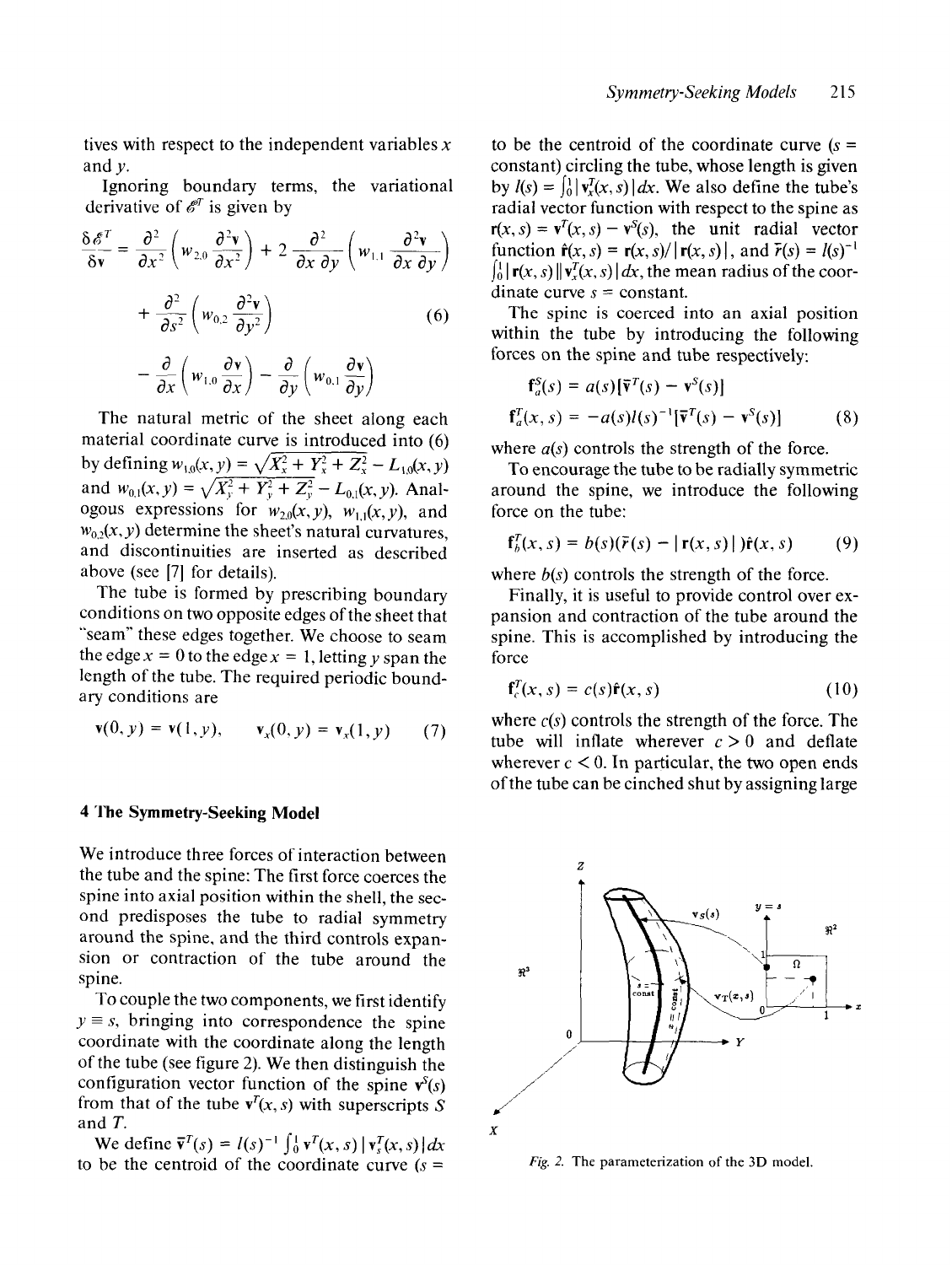tives with respect to the independent variables $x$ and $y$.

Ignoring boundary terms, the variational derivative of $\mathscr{E}^T$ is given by

$$\frac{\delta \mathscr{E}^T}{\delta \mathbf{v}} = \frac{\partial^2}{\partial x^2}\left(w_{2,0}\frac{\partial^2 \mathbf{v}}{\partial x^2}\right) + 2\frac{\partial^2}{\partial x\,\partial y}\left(w_{1,1}\frac{\partial^2 \mathbf{v}}{\partial x\,\partial y}\right) + \frac{\partial^2}{\partial s^2}\left(w_{0,2}\frac{\partial^2 \mathbf{v}}{\partial y^2}\right) - \frac{\partial}{\partial x}\left(w_{1,0}\frac{\partial \mathbf{v}}{\partial x}\right) - \frac{\partial}{\partial y}\left(w_{0,1}\frac{\partial \mathbf{v}}{\partial y}\right) \tag{6}$$

The natural metric of the sheet along each material coordinate curve is introduced into (6) by defining $w_{1,0}(x, y) = \sqrt{X_x^2 + Y_x^2 + Z_x^2} - L_{1,0}(x, y)$ and $w_{0,1}(x, y) = \sqrt{X_y^2 + Y_y^2 + Z_y^2} - L_{0,1}(x, y)$. Analogous expressions for $w_{2,0}(x,y)$, $w_{1,1}(x,y)$, and $w_{0,2}(x, y)$ determine the sheet's natural curvatures, and discontinuities are inserted as described above (see [7] for details).

The tube is formed by prescribing boundary conditions on two opposite edges of the sheet that "seam" these edges together. We choose to seam the edge $x = 0$ to the edge $x = 1$, letting $y$ span the length of the tube. The required periodic boundary conditions are

$$\mathbf{v}(0, y) = \mathbf{v}(1, y), \qquad \mathbf{v}_x(0, y) = \mathbf{v}_x(1, y) \tag{7}$$

## 4 The Symmetry-Seeking Model

We introduce three forces of interaction between the tube and the spine: The first force coerces the spine into axial position within the shell, the second predisposes the tube to radial symmetry around the spine, and the third controls expansion or contraction of the tube around the spine.

To couple the two components, we first identify $y \equiv s$, bringing into correspondence the spine coordinate with the coordinate along the length of the tube (see figure 2). We then distinguish the configuration vector function of the spine $\mathbf{v}^S(s)$ from that of the tube $\mathbf{v}^T(x, s)$ with superscripts $S$ and $T$.

We define $\bar{\mathbf{v}}^T(s) = l(s)^{-1} \int_0^1 \mathbf{v}^T(x, s)\,|\mathbf{v}_x^T(x, s)|\,dx$ to be the centroid of the coordinate curve ($s$ = constant) circling the tube, whose length is given by $l(s) = \int_0^1 |\mathbf{v}_x^T(x, s)|\,dx$. We also define the tube's radial vector function with respect to the spine as $\mathbf{r}(x, s) = \mathbf{v}^T(x, s) - \mathbf{v}^S(s)$, the unit radial vector function $\hat{\mathbf{r}}(x, s) = \mathbf{r}(x, s)/|\mathbf{r}(x, s)|$, and $\bar{r}(s) = l(s)^{-1} \int_0^1 |\mathbf{r}(x, s)|\,\|\mathbf{v}_x^T(x, s)|\,dx$, the mean radius of the coordinate curve $s$ = constant.

The spine is coerced into an axial position within the tube by introducing the following forces on the spine and tube respectively:

$$\mathbf{f}_a^S(s) = a(s)[\bar{\mathbf{v}}^T(s) - \mathbf{v}^S(s)]$$
$$\mathbf{f}_a^T(x, s) = -a(s)l(s)^{-1}[\bar{\mathbf{v}}^T(s) - \mathbf{v}^S(s)] \tag{8}$$

where $a(s)$ controls the strength of the force.

To encourage the tube to be radially symmetric around the spine, we introduce the following force on the tube:

$$\mathbf{f}_b^T(x, s) = b(s)(\bar{r}(s) - |\mathbf{r}(x, s)|)\hat{\mathbf{r}}(x, s) \tag{9}$$

where $b(s)$ controls the strength of the force.

Finally, it is useful to provide control over expansion and contraction of the tube around the spine. This is accomplished by introducing the force

$$\mathbf{f}_c^T(x, s) = c(s)\hat{\mathbf{r}}(x, s) \tag{10}$$

where $c(s)$ controls the strength of the force. The tube will inflate wherever $c > 0$ and deflate wherever $c < 0$. In particular, the two open ends of the tube can be cinched shut by assigning large

*Fig. 2.* The parameterization of the 3D model.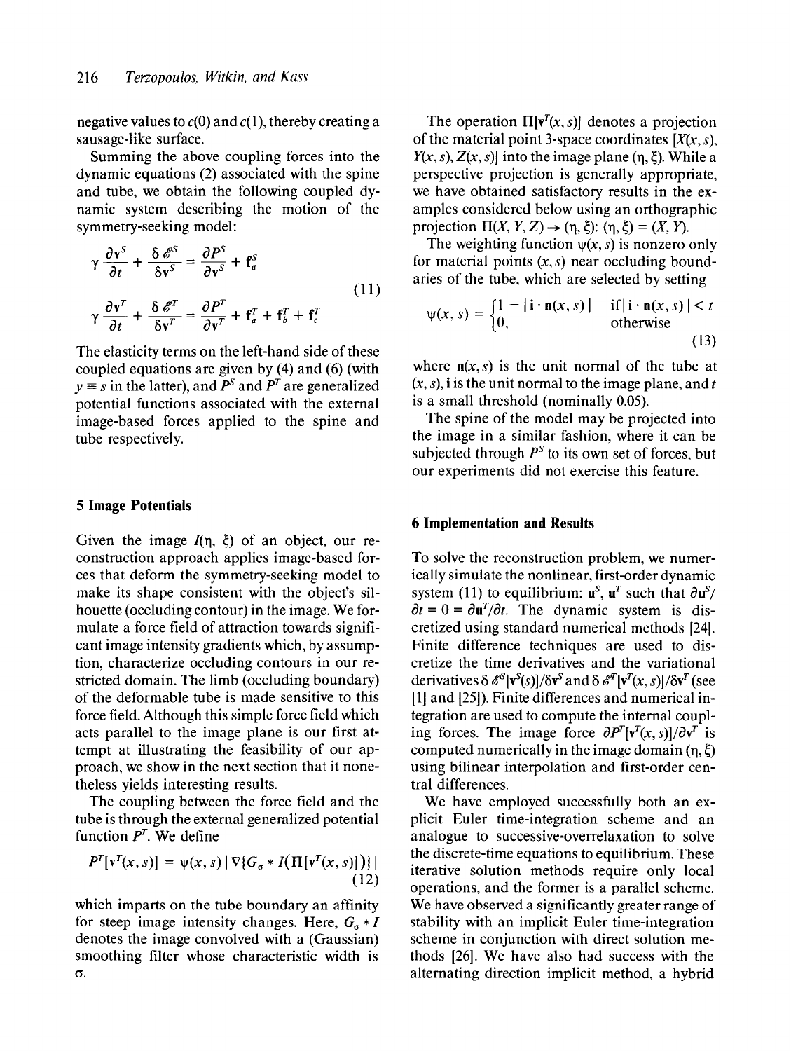negative values to $c(0)$ and $c(1)$, thereby creating a sausage-like surface.

Summing the above coupling forces into the dynamic equations (2) associated with the spine and tube, we obtain the following coupled dynamic system describing the motion of the symmetry-seeking model:

$$
\begin{aligned}
\gamma \frac{\partial \mathbf{v}^S}{\partial t} + \frac{\delta \mathscr{E}^S}{\delta \mathbf{v}^S} &= \frac{\partial P^S}{\partial \mathbf{v}^S} + \mathbf{f}_a^S \\
\gamma \frac{\partial \mathbf{v}^T}{\partial t} + \frac{\delta \mathscr{E}^T}{\delta \mathbf{v}^T} &= \frac{\partial P^T}{\partial \mathbf{v}^T} + \mathbf{f}_a^T + \mathbf{f}_b^T + \mathbf{f}_c^T
\end{aligned}
\tag{11}
$$

The elasticity terms on the left-hand side of these coupled equations are given by (4) and (6) (with $y \equiv s$ in the latter), and $P^S$ and $P^T$ are generalized potential functions associated with the external image-based forces applied to the spine and tube respectively.

## 5 Image Potentials

Given the image $I(\eta, \xi)$ of an object, our reconstruction approach applies image-based forces that deform the symmetry-seeking model to make its shape consistent with the object's silhouette (occluding contour) in the image. We formulate a force field of attraction towards significant image intensity gradients which, by assumption, characterize occluding contours in our restricted domain. The limb (occluding boundary) of the deformable tube is made sensitive to this force field. Although this simple force field which acts parallel to the image plane is our first attempt at illustrating the feasibility of our approach, we show in the next section that it nonetheless yields interesting results.

The coupling between the force field and the tube is through the external generalized potential function $P^T$. We define

$$
P^T[\mathbf{v}^T(x, s)] = \psi(x, s) \, |\nabla\{G_\sigma * I(\Pi[\mathbf{v}^T(x, s)])\}|
\tag{12}
$$

which imparts on the tube boundary an affinity for steep image intensity changes. Here, $G_\sigma * I$ denotes the image convolved with a (Gaussian) smoothing filter whose characteristic width is $\sigma$.

The operation $\Pi[\mathbf{v}^T(x, s)]$ denotes a projection of the material point 3-space coordinates $[X(x, s), Y(x, s), Z(x, s)]$ into the image plane $(\eta, \xi)$. While a perspective projection is generally appropriate, we have obtained satisfactory results in the examples considered below using an orthographic projection $\Pi(X, Y, Z) \rightarrow (\eta, \xi)$: $(\eta, \xi) = (X, Y)$.

The weighting function $\psi(x, s)$ is nonzero only for material points $(x, s)$ near occluding boundaries of the tube, which are selected by setting

$$
\psi(x, s) = \begin{cases} 1 - |\mathbf{i} \cdot \mathbf{n}(x, s)| & \text{if } |\mathbf{i} \cdot \mathbf{n}(x, s)| < t \\ 0, & \text{otherwise} \end{cases}
\tag{13}
$$

where $\mathbf{n}(x, s)$ is the unit normal of the tube at $(x, s)$, $\mathbf{i}$ is the unit normal to the image plane, and $t$ is a small threshold (nominally 0.05).

The spine of the model may be projected into the image in a similar fashion, where it can be subjected through $P^S$ to its own set of forces, but our experiments did not exercise this feature.

## 6 Implementation and Results

To solve the reconstruction problem, we numerically simulate the nonlinear, first-order dynamic system (11) to equilibrium: $\mathbf{u}^S$, $\mathbf{u}^T$ such that $\partial \mathbf{u}^S / \partial t = 0 = \partial \mathbf{u}^T / \partial t$. The dynamic system is discretized using standard numerical methods [24]. Finite difference techniques are used to discretize the time derivatives and the variational derivatives $\delta \mathscr{E}^S[\mathbf{v}^S(s)]/\delta \mathbf{v}^S$ and $\delta \mathscr{E}^T[\mathbf{v}^T(x, s)]/\delta \mathbf{v}^T$ (see [1] and [25]). Finite differences and numerical integration are used to compute the internal coupling forces. The image force $\partial P^T[\mathbf{v}^T(x, s)]/\partial \mathbf{v}^T$ is computed numerically in the image domain $(\eta, \xi)$ using bilinear interpolation and first-order central differences.

We have employed successfully both an explicit Euler time-integration scheme and an analogue to successive-overrelaxation to solve the discrete-time equations to equilibrium. These iterative solution methods require only local operations, and the former is a parallel scheme. We have observed a significantly greater range of stability with an implicit Euler time-integration scheme in conjunction with direct solution methods [26]. We have also had success with the alternating direction implicit method, a hybrid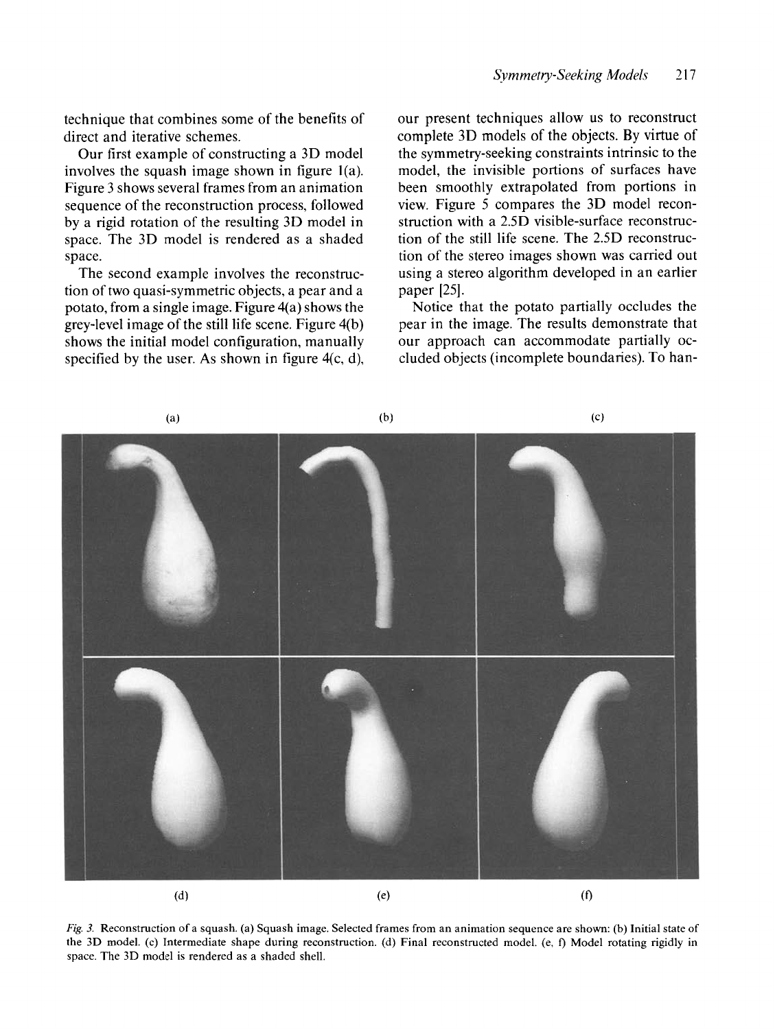technique that combines some of the benefits of direct and iterative schemes.

Our first example of constructing a 3D model involves the squash image shown in figure 1(a). Figure 3 shows several frames from an animation sequence of the reconstruction process, followed by a rigid rotation of the resulting 3D model in space. The 3D model is rendered as a shaded space.

The second example involves the reconstruction of two quasi-symmetric objects, a pear and a potato, from a single image. Figure 4(a) shows the grey-level image of the still life scene. Figure 4(b) shows the initial model configuration, manually specified by the user. As shown in figure 4(c, d), our present techniques allow us to reconstruct complete 3D models of the objects. By virtue of the symmetry-seeking constraints intrinsic to the model, the invisible portions of surfaces have been smoothly extrapolated from portions in view. Figure 5 compares the 3D model reconstruction with a 2.5D visible-surface reconstruction of the still life scene. The 2.5D reconstruction of the stereo images shown was carried out using a stereo algorithm developed in an earlier paper [25].

Notice that the potato partially occludes the pear in the image. The results demonstrate that our approach can accommodate partially occluded objects (incomplete boundaries). To han-

*Fig. 3.* Reconstruction of a squash. (a) Squash image. Selected frames from an animation sequence are shown: (b) Initial state of the 3D model. (c) Intermediate shape during reconstruction. (d) Final reconstructed model. (e, f) Model rotating rigidly in space. The 3D model is rendered as a shaded shell.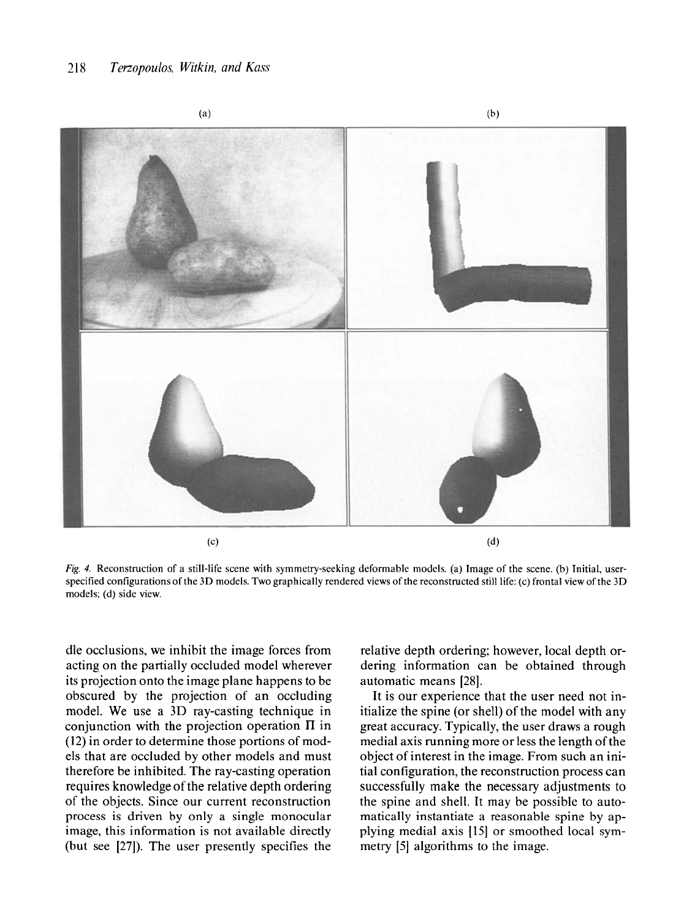Fig. 4. Reconstruction of a still-life scene with symmetry-seeking deformable models. (a) Image of the scene. (b) Initial, user-specified configurations of the 3D models. Two graphically rendered views of the reconstructed still life: (c) frontal view of the 3D models; (d) side view.

dle occlusions, we inhibit the image forces from acting on the partially occluded model wherever its projection onto the image plane happens to be obscured by the projection of an occluding model. We use a 3D ray-casting technique in conjunction with the projection operation $\Pi$ in (12) in order to determine those portions of models that are occluded by other models and must therefore be inhibited. The ray-casting operation requires knowledge of the relative depth ordering of the objects. Since our current reconstruction process is driven by only a single monocular image, this information is not available directly (but see [27]). The user presently specifies the relative depth ordering; however, local depth ordering information can be obtained through automatic means [28].

It is our experience that the user need not initialize the spine (or shell) of the model with any great accuracy. Typically, the user draws a rough medial axis running more or less the length of the object of interest in the image. From such an initial configuration, the reconstruction process can successfully make the necessary adjustments to the spine and shell. It may be possible to automatically instantiate a reasonable spine by applying medial axis [15] or smoothed local symmetry [5] algorithms to the image.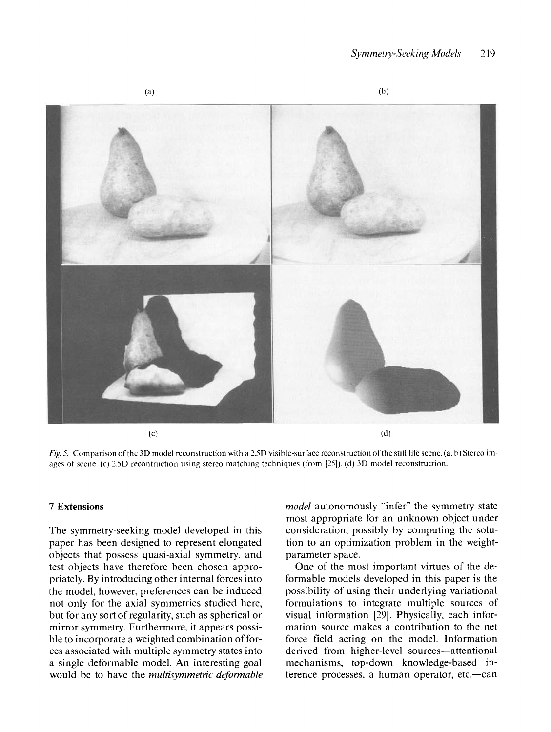(a) (b)

(c) (d)

*Fig. 5.* Comparison of the 3D model reconstruction with a 2.5D visible-surface reconstruction of the still life scene. (a, b) Stereo images of scene. (c) 2.5D recontruction using stereo matching techniques (from [25]). (d) 3D model reconstruction.

## 7 Extensions

The symmetry-seeking model developed in this paper has been designed to represent elongated objects that possess quasi-axial symmetry, and test objects have therefore been chosen appropriately. By introducing other internal forces into the model, however, preferences can be induced not only for the axial symmetries studied here, but for any sort of regularity, such as spherical or mirror symmetry. Furthermore, it appears possible to incorporate a weighted combination of forces associated with multiple symmetry states into a single deformable model. An interesting goal would be to have the *multisymmetric deformable model* autonomously "infer" the symmetry state most appropriate for an unknown object under consideration, possibly by computing the solution to an optimization problem in the weight-parameter space.

One of the most important virtues of the deformable models developed in this paper is the possibility of using their underlying variational formulations to integrate multiple sources of visual information [29]. Physically, each information source makes a contribution to the net force field acting on the model. Information derived from higher-level sources—attentional mechanisms, top-down knowledge-based inference processes, a human operator, etc.—can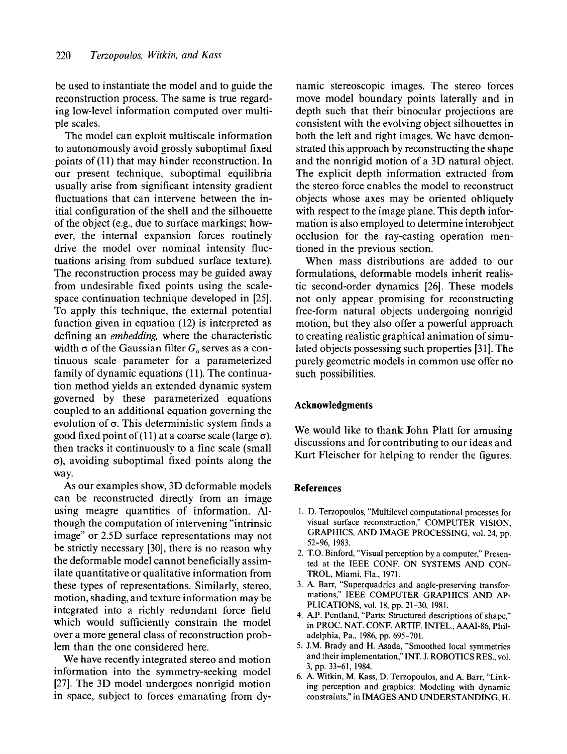be used to instantiate the model and to guide the reconstruction process. The same is true regarding low-level information computed over multiple scales.

The model can exploit multiscale information to autonomously avoid grossly suboptimal fixed points of (11) that may hinder reconstruction. In our present technique, suboptimal equilibria usually arise from significant intensity gradient fluctuations that can intervene between the initial configuration of the shell and the silhouette of the object (e.g., due to surface markings; however, the internal expansion forces routinely drive the model over nominal intensity fluctuations arising from subdued surface texture). The reconstruction process may be guided away from undesirable fixed points using the scale-space continuation technique developed in [25]. To apply this technique, the external potential function given in equation (12) is interpreted as defining an *embedding*, where the characteristic width $\sigma$ of the Gaussian filter $G_\sigma$ serves as a continuous scale parameter for a parameterized family of dynamic equations (11). The continuation method yields an extended dynamic system governed by these parameterized equations coupled to an additional equation governing the evolution of $\sigma$. This deterministic system finds a good fixed point of (11) at a coarse scale (large $\sigma$), then tracks it continuously to a fine scale (small $\sigma$), avoiding suboptimal fixed points along the way.

As our examples show, 3D deformable models can be reconstructed directly from an image using meagre quantities of information. Although the computation of intervening "intrinsic image" or 2.5D surface representations may not be strictly necessary [30], there is no reason why the deformable model cannot beneficially assimilate quantitative or qualitative information from these types of representations. Similarly, stereo, motion, shading, and texture information may be integrated into a richly redundant force field which would sufficiently constrain the model over a more general class of reconstruction problem than the one considered here.

We have recently integrated stereo and motion information into the symmetry-seeking model [27]. The 3D model undergoes nonrigid motion in space, subject to forces emanating from dynamic stereoscopic images. The stereo forces move model boundary points laterally and in depth such that their binocular projections are consistent with the evolving object silhouettes in both the left and right images. We have demonstrated this approach by reconstructing the shape and the nonrigid motion of a 3D natural object. The explicit depth information extracted from the stereo force enables the model to reconstruct objects whose axes may be oriented obliquely with respect to the image plane. This depth information is also employed to determine interobject occlusion for the ray-casting operation mentioned in the previous section.

When mass distributions are added to our formulations, deformable models inherit realistic second-order dynamics [26]. These models not only appear promising for reconstructing free-form natural objects undergoing nonrigid motion, but they also offer a powerful approach to creating realistic graphical animation of simulated objects possessing such properties [31]. The purely geometric models in common use offer no such possibilities.

## Acknowledgments

We would like to thank John Platt for amusing discussions and for contributing to our ideas and Kurt Fleischer for helping to render the figures.

## References

1. D. Terzopoulos, "Multilevel computational processes for visual surface reconstruction," COMPUTER VISION, GRAPHICS, AND IMAGE PROCESSING, vol. 24, pp. 52–96, 1983.
2. T.O. Binford, "Visual perception by a computer," Presented at the IEEE CONF. ON SYSTEMS AND CONTROL, Miami, Fla., 1971.
3. A. Barr, "Superquadrics and angle-preserving transformations," IEEE COMPUTER GRAPHICS AND APPLICATIONS, vol. 18, pp. 21–30, 1981.
4. A.P. Pentland, "Parts: Structured descriptions of shape," in PROC. NAT. CONF. ARTIF. INTEL., AAAI-86, Philadelphia, Pa., 1986, pp. 695–701.
5. J.M. Brady and H. Asada, "Smoothed local symmetries and their implementation," INT. J. ROBOTICS RES., vol. 3, pp. 33–61, 1984.
6. A. Witkin, M. Kass, D. Terzopoulos, and A. Barr, "Linking perception and graphics: Modeling with dynamic constraints," in IMAGES AND UNDERSTANDING, H.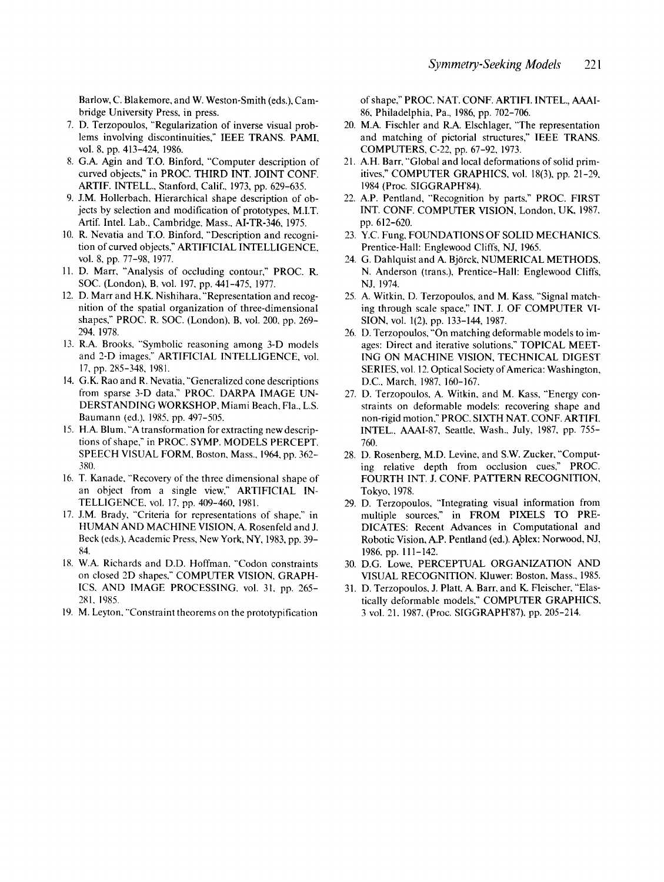Barlow, C. Blakemore, and W. Weston-Smith (eds.), Cambridge University Press, in press.

7. D. Terzopoulos, "Regularization of inverse visual problems involving discontinuities," IEEE TRANS. PAMI, vol. 8, pp. 413–424, 1986.
8. G.A. Agin and T.O. Binford, "Computer description of curved objects," in PROC. THIRD INT. JOINT CONF. ARTIF. INTELL., Stanford, Calif., 1973, pp. 629–635.
9. J.M. Hollerbach, Hierarchical shape description of objects by selection and modification of prototypes, M.I.T. Artif. Intel. Lab., Cambridge, Mass., AI-TR-346, 1975.
10. R. Nevatia and T.O. Binford, "Description and recognition of curved objects," ARTIFICIAL INTELLIGENCE, vol. 8, pp. 77–98, 1977.
11. D. Marr, "Analysis of occluding contour," PROC. R. SOC. (London), B, vol. 197, pp. 441–475, 1977.
12. D. Marr and H.K. Nishihara, "Representation and recognition of the spatial organization of three-dimensional shapes," PROC. R. SOC. (London), B, vol. 200, pp. 269–294, 1978.
13. R.A. Brooks, "Symbolic reasoning among 3-D models and 2-D images," ARTIFICIAL INTELLIGENCE, vol. 17, pp. 285–348, 1981.
14. G.K. Rao and R. Nevatia, "Generalized cone descriptions from sparse 3-D data," PROC. DARPA IMAGE UNDERSTANDING WORKSHOP, Miami Beach, Fla., L.S. Baumann (ed.), 1985, pp. 497–505.
15. H.A. Blum, "A transformation for extracting new descriptions of shape," in PROC. SYMP. MODELS PERCEPT. SPEECH VISUAL FORM, Boston, Mass., 1964, pp. 362–380.
16. T. Kanade, "Recovery of the three dimensional shape of an object from a single view," ARTIFICIAL INTELLIGENCE, vol. 17, pp. 409–460, 1981.
17. J.M. Brady, "Criteria for representations of shape," in HUMAN AND MACHINE VISION, A. Rosenfeld and J. Beck (eds.), Academic Press, New York, NY, 1983, pp. 39–84.
18. W.A. Richards and D.D. Hoffman, "Codon constraints on closed 2D shapes," COMPUTER VISION, GRAPHICS, AND IMAGE PROCESSING, vol. 31, pp. 265–281, 1985.
19. M. Leyton, "Constraint theorems on the prototypification of shape," PROC. NAT. CONF. ARTIFI. INTEL., AAAI-86, Philadelphia, Pa., 1986, pp. 702–706.
20. M.A. Fischler and R.A. Elschlager, "The representation and matching of pictorial structures," IEEE TRANS. COMPUTERS, C-22, pp. 67–92, 1973.
21. A.H. Barr, "Global and local deformations of solid primitives," COMPUTER GRAPHICS, vol. 18(3), pp. 21–29, 1984 (Proc. SIGGRAPH'84).
22. A.P. Pentland, "Recognition by parts," PROC. FIRST INT. CONF. COMPUTER VISION, London, UK, 1987, pp. 612–620.
23. Y.C. Fung, FOUNDATIONS OF SOLID MECHANICS. Prentice-Hall: Englewood Cliffs, NJ, 1965.
24. G. Dahlquist and A. Björck, NUMERICAL METHODS, N. Anderson (trans.), Prentice-Hall: Englewood Cliffs, NJ, 1974.
25. A. Witkin, D. Terzopoulos, and M. Kass, "Signal matching through scale space," INT. J. OF COMPUTER VISION, vol. 1(2), pp. 133–144, 1987.
26. D. Terzopoulos, "On matching deformable models to images: Direct and iterative solutions," TOPICAL MEETING ON MACHINE VISION, TECHNICAL DIGEST SERIES, vol. 12. Optical Society of America: Washington, D.C., March, 1987, 160–167.
27. D. Terzopoulos, A. Witkin, and M. Kass, "Energy constraints on deformable models: recovering shape and non-rigid motion," PROC. SIXTH NAT. CONF. ARTIFI. INTEL., AAAI-87, Seattle, Wash., July, 1987, pp. 755–760.
28. D. Rosenberg, M.D. Levine, and S.W. Zucker, "Computing relative depth from occlusion cues," PROC. FOURTH INT. J. CONF. PATTERN RECOGNITION, Tokyo, 1978.
29. D. Terzopoulos, "Integrating visual information from multiple sources," in FROM PIXELS TO PREDICATES: Recent Advances in Computational and Robotic Vision, A.P. Pentland (ed.). Ablex: Norwood, NJ, 1986, pp. 111–142.
30. D.G. Lowe, PERCEPTUAL ORGANIZATION AND VISUAL RECOGNITION. Kluwer: Boston, Mass., 1985.
31. D. Terzopoulos, J. Platt, A. Barr, and K. Fleischer, "Elastically deformable models," COMPUTER GRAPHICS, 3 vol. 21, 1987, (Proc. SIGGRAPH'87), pp. 205–214.